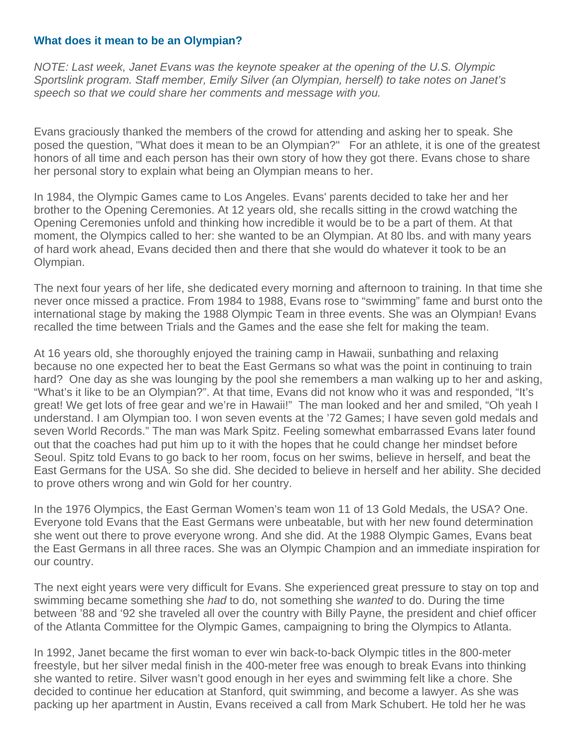### What does it mean to be an Olympian?

*NOTE: Last week, Janet Evans was the keynote speaker at the opening of the U.S. Olympic Sportslink program. Staff member, Emily Silver (an Olympian, herself) to take notes on Janet's speech so that we could share her comments and message with you.*

Evans graciously thanked the members of the crowd for attending and asking her to speak. She posed the question, "What does it mean to be an Olympian?"  For an athlete, it is one of the greatest honors of all time and each person has their own story of how they got there. Evans chose to share her personal story to explain what being an Olympian means to her.

In 1984, the Olympic Games came to Los Angeles. Evans' parents decided to take her and her brother to the Opening Ceremonies. At 12 years old, she recalls sitting in the crowd watching the Opening Ceremonies unfold and thinking how incredible it would be to be a part of them. At that moment, the Olympics called to her: she wanted to be an Olympian. At 80 lbs. and with many years of hard work ahead, Evans decided then and there that she would do whatever it took to be an Olympian.

The next four years of her life, she dedicated every morning and afternoon to training. In that time she never once missed a practice. From 1984 to 1988, Evans rose to "swimming" fame and burst onto the international stage by making the 1988 Olympic Team in three events. She was an Olympian! Evans recalled the time between Trials and the Games and the ease she felt for making the team.

At 16 years old, she thoroughly enjoyed the training camp in Hawaii, sunbathing and relaxing because no one expected her to beat the East Germans so what was the point in continuing to train hard?  One day as she was lounging by the pool she remembers a man walking up to her and asking, "What's it like to be an Olympian?". At that time, Evans did not know who it was and responded, "It's great! We get lots of free gear and we're in Hawaii!"  The man looked and her and smiled, "Oh yeah I understand. I am Olympian too. I won seven events at the '72 Games; I have seven gold medals and seven World Records." The man was Mark Spitz. Feeling somewhat embarrassed Evans later found out that the coaches had put him up to it with the hopes that he could change her mindset before Seoul. Spitz told Evans to go back to her room, focus on her swims, believe in herself, and beat the East Germans for the USA. So she did. She decided to believe in herself and her ability. She decided to prove others wrong and win Gold for her country.

In the 1976 Olympics, the East German Women's team won 11 of 13 Gold Medals, the USA? One. Everyone told Evans that the East Germans were unbeatable, but with her new found determination she went out there to prove everyone wrong. And she did. At the 1988 Olympic Games, Evans beat the East Germans in all three races. She was an Olympic Champion and an immediate inspiration for our country.

The next eight years were very difficult for Evans. She experienced great pressure to stay on top and swimming became something she *had* to do, not something she *wanted* to do. During the time between '88 and '92 she traveled all over the country with Billy Payne, the president and chief officer of the Atlanta Committee for the Olympic Games, campaigning to bring the Olympics to Atlanta.

In 1992, Janet became the first woman to ever win back-to-back Olympic titles in the 800-meter freestyle, but her silver medal finish in the 400-meter free was enough to break Evans into thinking she wanted to retire. Silver wasn't good enough in her eyes and swimming felt like a chore. She decided to continue her education at Stanford, quit swimming, and become a lawyer. As she was packing up her apartment in Austin, Evans received a call from Mark Schubert. He told her he was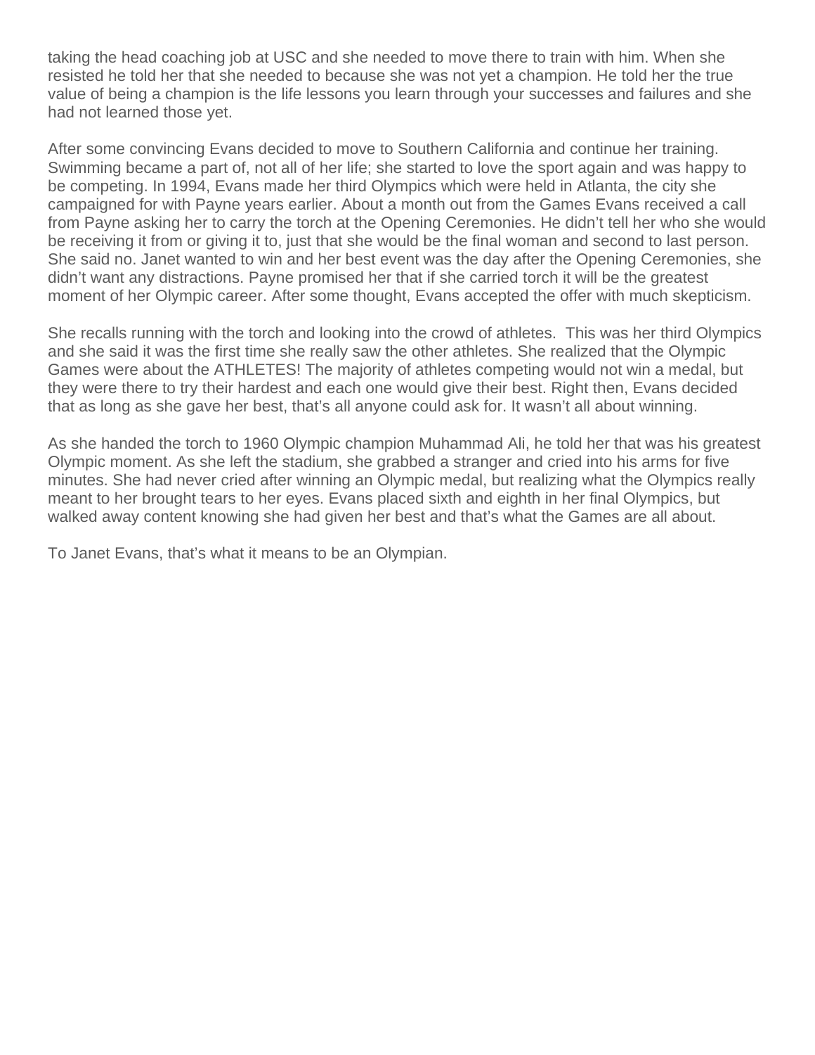taking the head coaching job at USC and she needed to move there to train with him. When she resisted he told her that she needed to because she was not yet a champion. He told her the true value of being a champion is the life lessons you learn through your successes and failures and she had not learned those yet.

After some convincing Evans decided to move to Southern California and continue her training. Swimming became a part of, not all of her life; she started to love the sport again and was happy to be competing. In 1994, Evans made her third Olympics which were held in Atlanta, the city she campaigned for with Payne years earlier. About a month out from the Games Evans received a call from Payne asking her to carry the torch at the Opening Ceremonies. He didn't tell her who she would be receiving it from or giving it to, just that she would be the final woman and second to last person. She said no. Janet wanted to win and her best event was the day after the Opening Ceremonies, she didn't want any distractions. Payne promised her that if she carried torch it will be the greatest moment of her Olympic career. After some thought, Evans accepted the offer with much skepticism.

She recalls running with the torch and looking into the crowd of athletes. This was her third Olympics and she said it was the first time she really saw the other athletes. She realized that the Olympic Games were about the ATHLETES! The majority of athletes competing would not win a medal, but they were there to try their hardest and each one would give their best. Right then, Evans decided that as long as she gave her best, that's all anyone could ask for. It wasn't all about winning.

As she handed the torch to 1960 Olympic champion Muhammad Ali, he told her that was his greatest Olympic moment. As she left the stadium, she grabbed a stranger and cried into his arms for five minutes. She had never cried after winning an Olympic medal, but realizing what the Olympics really meant to her brought tears to her eyes. Evans placed sixth and eighth in her final Olympics, but walked away content knowing she had given her best and that's what the Games are all about.

To Janet Evans, that's what it means to be an Olympian.